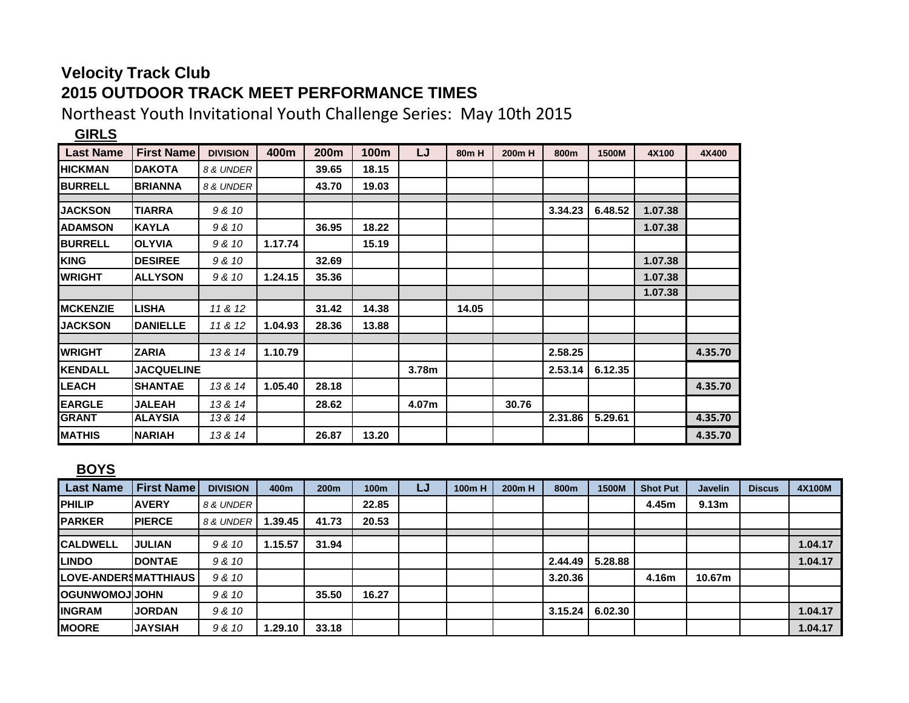**Velocity Track Club**

**2015 OUTDOOR TRACK MEET PERFORMANCE TIMES**

Northeast Youth Invitational Youth Challenge Series: May 10th 2015

**GIRLS**

| Last Name | First Name | DIVISION | 400m | 200m | 100m | LJ | 80m H | 200m H | 800m | 1500M | 4X100 | 4X400 |
|---|---|---|---|---|---|---|---|---|---|---|---|---|
| HICKMAN | DAKOTA | 8 & UNDER | | 39.65 | 18.15 | | | | | | | |
| BURRELL | BRIANNA | 8 & UNDER | | 43.70 | 19.03 | | | | | | | |
| | | | | | | | | | | | | |
| JACKSON | TIARRA | 9 & 10 | | | | | | | 3.34.23 | 6.48.52 | 1.07.38 | |
| ADAMSON | KAYLA | 9 & 10 | | 36.95 | 18.22 | | | | | | 1.07.38 | |
| BURRELL | OLYVIA | 9 & 10 | 1.17.74 | | 15.19 | | | | | | | |
| KING | DESIREE | 9 & 10 | | 32.69 | | | | | | | 1.07.38 | |
| WRIGHT | ALLYSON | 9 & 10 | 1.24.15 | 35.36 | | | | | | | 1.07.38 | |
| | | | | | | | | | | | 1.07.38 | |
| MCKENZIE | LISHA | 11 & 12 | | 31.42 | 14.38 | | 14.05 | | | | | |
| JACKSON | DANIELLE | 11 & 12 | 1.04.93 | 28.36 | 13.88 | | | | | | | |
| | | | | | | | | | | | | |
| WRIGHT | ZARIA | 13 & 14 | 1.10.79 | | | | | | 2.58.25 | | | 4.35.70 |
| KENDALL | JACQUELINE | | | | | 3.78m | | | 2.53.14 | 6.12.35 | | |
| LEACH | SHANTAE | 13 & 14 | 1.05.40 | 28.18 | | | | | | | | 4.35.70 |
| EARGLE | JALEAH | 13 & 14 | | 28.62 | | 4.07m | | 30.76 | | | | |
| GRANT | ALAYSIA | 13 & 14 | | | | | | | 2.31.86 | 5.29.61 | | 4.35.70 |
| MATHIS | NARIAH | 13 & 14 | | 26.87 | 13.20 | | | | | | | 4.35.70 |

**BOYS**

| Last Name | First Name | DIVISION | 400m | 200m | 100m | LJ | 100m H | 200m H | 800m | 1500M | Shot Put | Javelin | Discus | 4X100M |
|---|---|---|---|---|---|---|---|---|---|---|---|---|---|---|
| PHILIP | AVERY | 8 & UNDER | | | 22.85 | | | | | | 4.45m | 9.13m | | |
| PARKER | PIERCE | 8 & UNDER | 1.39.45 | 41.73 | 20.53 | | | | | | | | | |
| | | | | | | | | | | | | | | |
| CALDWELL | JULIAN | 9 & 10 | 1.15.57 | 31.94 | | | | | | | | | | 1.04.17 |
| LINDO | DONTAE | 9 & 10 | | | | | | | 2.44.49 | 5.28.88 | | | | 1.04.17 |
| LOVE-ANDERS | MATTHIAUS | 9 & 10 | | | | | | | 3.20.36 | | 4.16m | 10.67m | | |
| OGUNWOMOJ | JOHN | 9 & 10 | | 35.50 | 16.27 | | | | | | | | | |
| INGRAM | JORDAN | 9 & 10 | | | | | | | 3.15.24 | 6.02.30 | | | | 1.04.17 |
| MOORE | JAYSIAH | 9 & 10 | 1.29.10 | 33.18 | | | | | | | | | | 1.04.17 |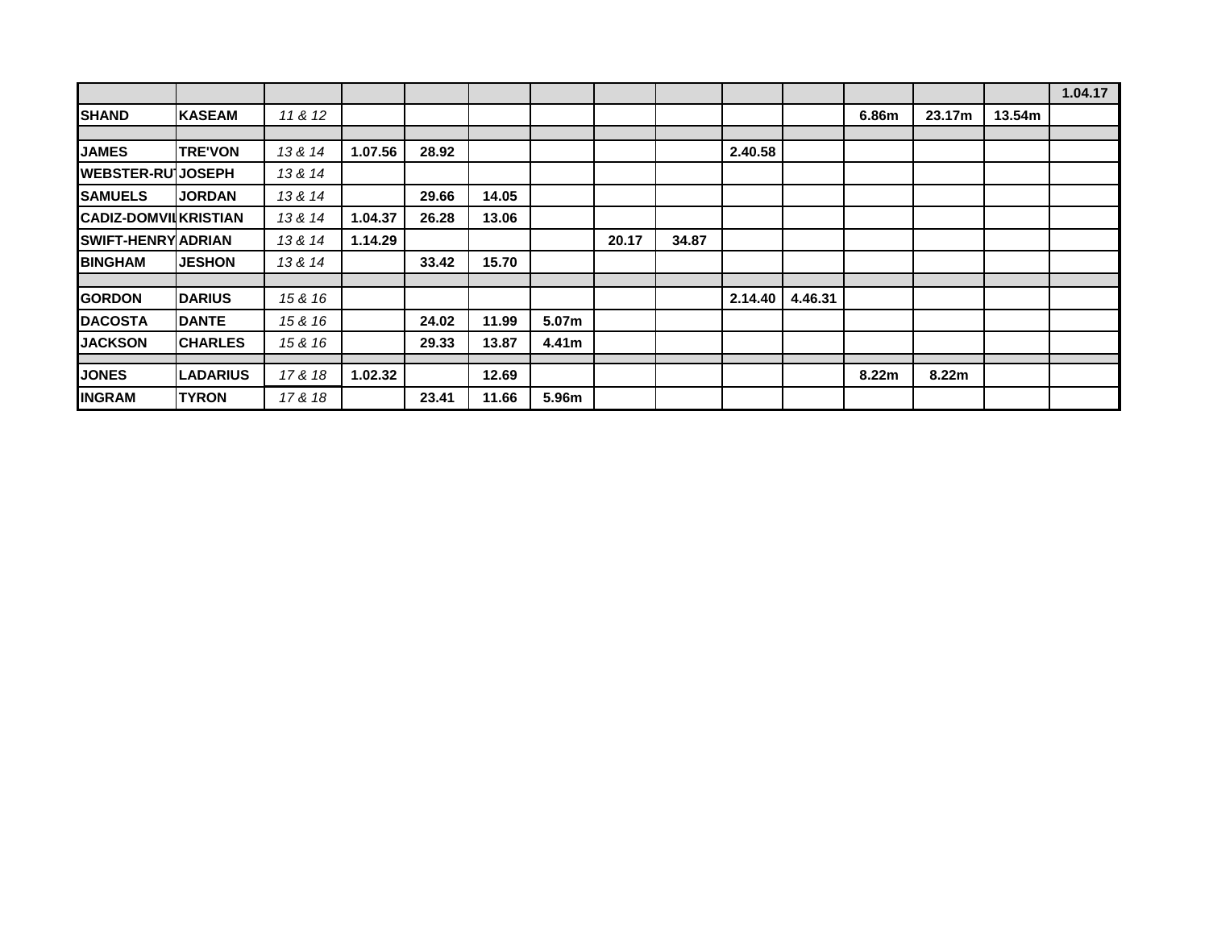| | | | | | | | | | | | | | | |
|---|---|---|---|---|---|---|---|---|---|---|---|---|---|---|
| | | | | | | | | | | | | | | **1.04.17** |
| **SHAND** | **KASEAM** | *11 & 12* | | | | | | | | | **6.86m** | **23.17m** | **13.54m** | |
| | | | | | | | | | | | | | | |
| **JAMES** | **TRE'VON** | *13 & 14* | **1.07.56** | **28.92** | | | | | **2.40.58** | | | | | |
| **WEBSTER-RU** | **JOSEPH** | *13 & 14* | | | | | | | | | | | | |
| **SAMUELS** | **JORDAN** | *13 & 14* | | **29.66** | **14.05** | | | | | | | | | |
| **CADIZ-DOMVIL** | **KRISTIAN** | *13 & 14* | **1.04.37** | **26.28** | **13.06** | | | | | | | | | |
| **SWIFT-HENRY** | **ADRIAN** | *13 & 14* | **1.14.29** | | | | **20.17** | **34.87** | | | | | | |
| **BINGHAM** | **JESHON** | *13 & 14* | | **33.42** | **15.70** | | | | | | | | | |
| | | | | | | | | | | | | | | |
| **GORDON** | **DARIUS** | *15 & 16* | | | | | | | **2.14.40** | **4.46.31** | | | | |
| **DACOSTA** | **DANTE** | *15 & 16* | | **24.02** | **11.99** | **5.07m** | | | | | | | | |
| **JACKSON** | **CHARLES** | *15 & 16* | | **29.33** | **13.87** | **4.41m** | | | | | | | | |
| | | | | | | | | | | | | | | |
| **JONES** | **LADARIUS** | *17 & 18* | **1.02.32** | | **12.69** | | | | | | **8.22m** | **8.22m** | | |
| **INGRAM** | **TYRON** | *17 & 18* | | **23.41** | **11.66** | **5.96m** | | | | | | | | |